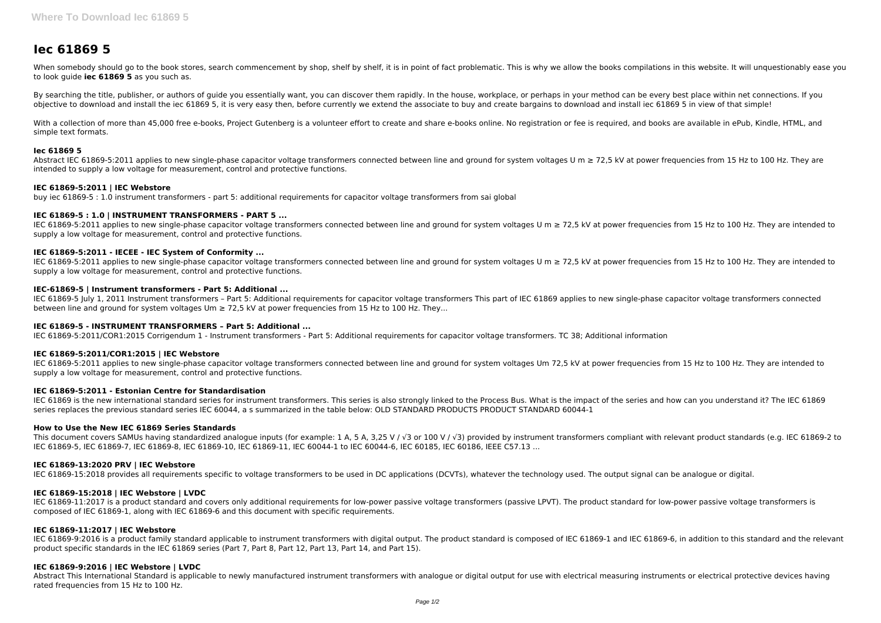# Iec 61869 5

When somebody should go to the book stores, search commencement by shop, shelf by shelf, it is in point of fact problematic. This is why we allow the books compilations in this website. It will unquestionably ease you to look guide **iec 61869 5** as you such as.

By searching the title, publisher, or authors of guide you essentially want, you can discover them rapidly. In the house, workplace, or perhaps in your method can be every best place within net connections. If you objective to download and install the iec 61869 5, it is very easy then, before currently we extend the associate to buy and create bargains to download and install iec 61869 5 in view of that simple!

With a collection of more than 45,000 free e-books, Project Gutenberg is a volunteer effort to create and share e-books online. No registration or fee is required, and books are available in ePub, Kindle, HTML, and simple text formats.

### Iec 61869 5

Abstract IEC 61869-5:2011 applies to new single-phase capacitor voltage transformers connected between line and ground for system voltages U m ≥ 72,5 kV at power frequencies from 15 Hz to 100 Hz. They are intended to supply a low voltage for measurement, control and protective functions.

### IEC 61869-5:2011 | IEC Webstore

buy iec 61869-5 : 1.0 instrument transformers - part 5: additional requirements for capacitor voltage transformers from sai global

### IEC 61869-5 : 1.0 | INSTRUMENT TRANSFORMERS - PART 5 ...

IEC 61869-5:2011 applies to new single-phase capacitor voltage transformers connected between line and ground for system voltages U m ≥ 72,5 kV at power frequencies from 15 Hz to 100 Hz. They are intended to supply a low voltage for measurement, control and protective functions.

### IEC 61869-5:2011 - IECEE - IEC System of Conformity ...

IEC 61869-5:2011 applies to new single-phase capacitor voltage transformers connected between line and ground for system voltages U m ≥ 72,5 kV at power frequencies from 15 Hz to 100 Hz. They are intended to supply a low voltage for measurement, control and protective functions.

### IEC-61869-5 | Instrument transformers - Part 5: Additional ...

IEC 61869-5 July 1, 2011 Instrument transformers – Part 5: Additional requirements for capacitor voltage transformers This part of IEC 61869 applies to new single-phase capacitor voltage transformers connected between line and ground for system voltages Um ≥ 72,5 kV at power frequencies from 15 Hz to 100 Hz. They...

### IEC 61869-5 - INSTRUMENT TRANSFORMERS – Part 5: Additional ...

IEC 61869-5:2011/COR1:2015 Corrigendum 1 - Instrument transformers - Part 5: Additional requirements for capacitor voltage transformers. TC 38; Additional information

### IEC 61869-5:2011/COR1:2015 | IEC Webstore

IEC 61869-5:2011 applies to new single-phase capacitor voltage transformers connected between line and ground for system voltages Um 72,5 kV at power frequencies from 15 Hz to 100 Hz. They are intended to supply a low voltage for measurement, control and protective functions.

### IEC 61869-5:2011 - Estonian Centre for Standardisation

IEC 61869 is the new international standard series for instrument transformers. This series is also strongly linked to the Process Bus. What is the impact of the series and how can you understand it? The IEC 61869 series replaces the previous standard series IEC 60044, a s summarized in the table below: OLD STANDARD PRODUCTS PRODUCT STANDARD 60044-1

### How to Use the New IEC 61869 Series Standards

This document covers SAMUs having standardized analogue inputs (for example: 1 A, 5 A, 3,25 V / √3 or 100 V / √3) provided by instrument transformers compliant with relevant product standards (e.g. IEC 61869-2 to IEC 61869-5, IEC 61869-7, IEC 61869-8, IEC 61869-10, IEC 61869-11, IEC 60044-1 to IEC 60044-6, IEC 60185, IEC 60186, IEEE C57.13 ...

### IEC 61869-13:2020 PRV | IEC Webstore

IEC 61869-15:2018 provides all requirements specific to voltage transformers to be used in DC applications (DCVTs), whatever the technology used. The output signal can be analogue or digital.

### IEC 61869-15:2018 | IEC Webstore | LVDC

IEC 61869-11:2017 is a product standard and covers only additional requirements for low-power passive voltage transformers (passive LPVT). The product standard for low-power passive voltage transformers is composed of IEC 61869-1, along with IEC 61869-6 and this document with specific requirements.

### IEC 61869-11:2017 | IEC Webstore

IEC 61869-9:2016 is a product family standard applicable to instrument transformers with digital output. The product standard is composed of IEC 61869-1 and IEC 61869-6, in addition to this standard and the relevant product specific standards in the IEC 61869 series (Part 7, Part 8, Part 12, Part 13, Part 14, and Part 15).

### IEC 61869-9:2016 | IEC Webstore | LVDC

Abstract This International Standard is applicable to newly manufactured instrument transformers with analogue or digital output for use with electrical measuring instruments or electrical protective devices having rated frequencies from 15 Hz to 100 Hz.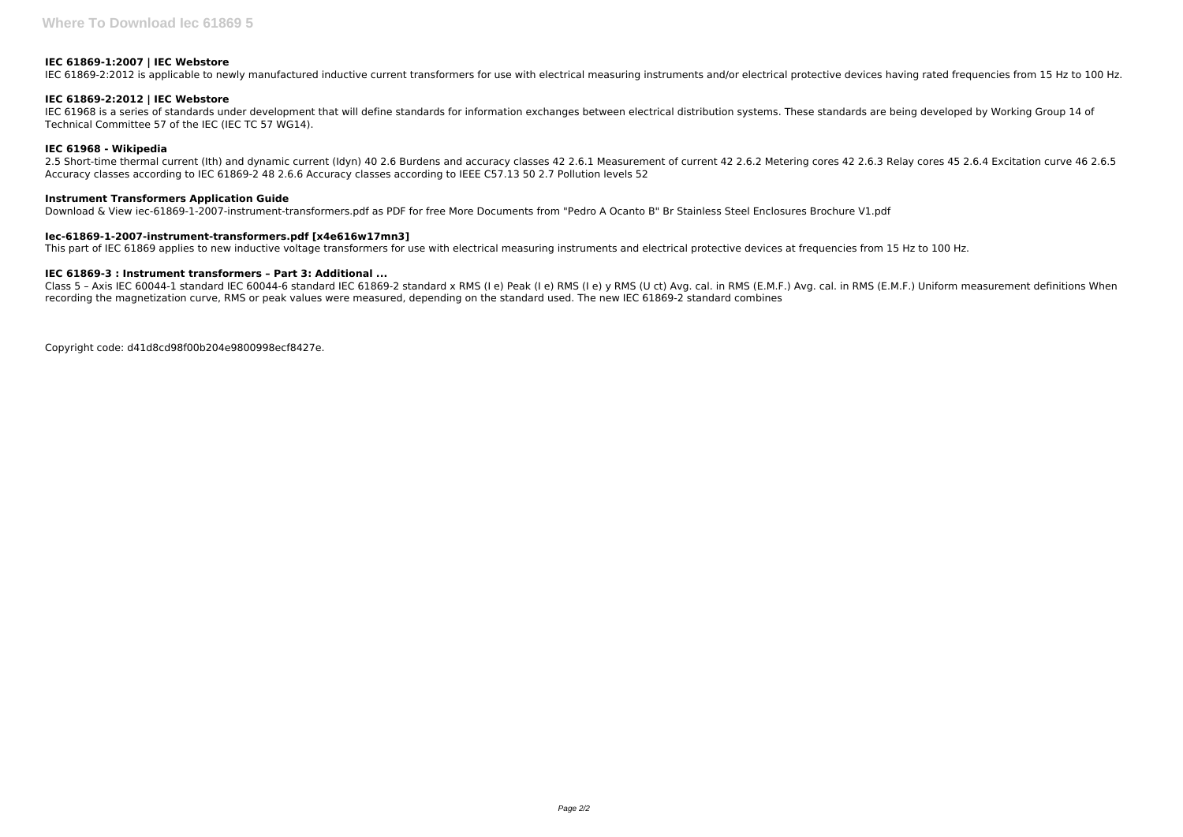### IEC 61869-1:2007 | IEC Webstore

IEC 61869-2:2012 is applicable to newly manufactured inductive current transformers for use with electrical measuring instruments and/or electrical protective devices having rated frequencies from 15 Hz to 100 Hz.

### IEC 61869-2:2012 | IEC Webstore

IEC 61968 is a series of standards under development that will define standards for information exchanges between electrical distribution systems. These standards are being developed by Working Group 14 of Technical Committee 57 of the IEC (IEC TC 57 WG14).

### IEC 61968 - Wikipedia

2.5 Short-time thermal current (Ith) and dynamic current (Idyn) 40 2.6 Burdens and accuracy classes 42 2.6.1 Measurement of current 42 2.6.2 Metering cores 42 2.6.3 Relay cores 45 2.6.4 Excitation curve 46 2.6.5 Accuracy classes according to IEC 61869-2 48 2.6.6 Accuracy classes according to IEEE C57.13 50 2.7 Pollution levels 52

### Instrument Transformers Application Guide

Download & View iec-61869-1-2007-instrument-transformers.pdf as PDF for free More Documents from "Pedro A Ocanto B" Br Stainless Steel Enclosures Brochure V1.pdf

### Iec-61869-1-2007-instrument-transformers.pdf [x4e616w17mn3]

This part of IEC 61869 applies to new inductive voltage transformers for use with electrical measuring instruments and electrical protective devices at frequencies from 15 Hz to 100 Hz.

### IEC 61869-3 : Instrument transformers – Part 3: Additional ...

Class 5 – Axis IEC 60044-1 standard IEC 60044-6 standard IEC 61869-2 standard x RMS (I e) Peak (I e) RMS (I e) y RMS (U ct) Avg. cal. in RMS (E.M.F.) Avg. cal. in RMS (E.M.F.) Uniform measurement definitions When recording the magnetization curve, RMS or peak values were measured, depending on the standard used. The new IEC 61869-2 standard combines

Copyright code: d41d8cd98f00b204e9800998ecf8427e.